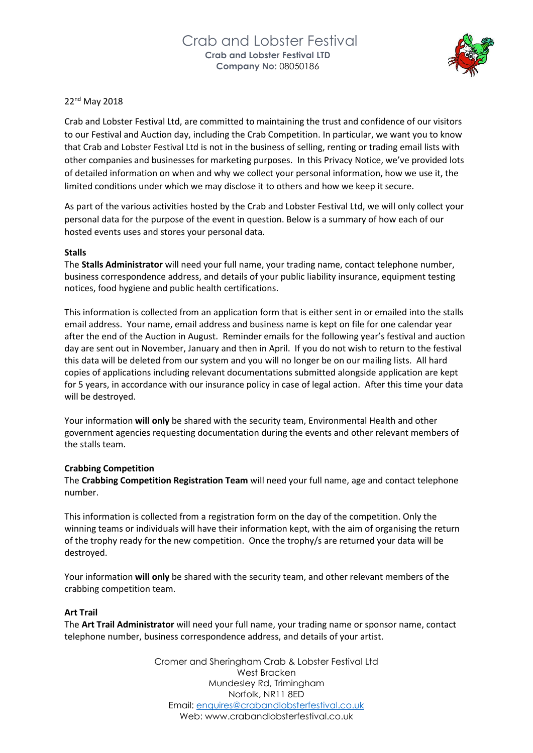# Crab and Lobster Festival

**Crab and Lobster Festival LTD**
**Company No:** 08050186

22nd May 2018

Crab and Lobster Festival Ltd, are committed to maintaining the trust and confidence of our visitors to our Festival and Auction day, including the Crab Competition. In particular, we want you to know that Crab and Lobster Festival Ltd is not in the business of selling, renting or trading email lists with other companies and businesses for marketing purposes. In this Privacy Notice, we've provided lots of detailed information on when and why we collect your personal information, how we use it, the limited conditions under which we may disclose it to others and how we keep it secure.

As part of the various activities hosted by the Crab and Lobster Festival Ltd, we will only collect your personal data for the purpose of the event in question. Below is a summary of how each of our hosted events uses and stores your personal data.

**Stalls**

The **Stalls Administrator** will need your full name, your trading name, contact telephone number, business correspondence address, and details of your public liability insurance, equipment testing notices, food hygiene and public health certifications.

This information is collected from an application form that is either sent in or emailed into the stalls email address. Your name, email address and business name is kept on file for one calendar year after the end of the Auction in August. Reminder emails for the following year's festival and auction day are sent out in November, January and then in April. If you do not wish to return to the festival this data will be deleted from our system and you will no longer be on our mailing lists. All hard copies of applications including relevant documentations submitted alongside application are kept for 5 years, in accordance with our insurance policy in case of legal action. After this time your data will be destroyed.

Your information **will only** be shared with the security team, Environmental Health and other government agencies requesting documentation during the events and other relevant members of the stalls team.

**Crabbing Competition**

The **Crabbing Competition Registration Team** will need your full name, age and contact telephone number.

This information is collected from a registration form on the day of the competition. Only the winning teams or individuals will have their information kept, with the aim of organising the return of the trophy ready for the new competition. Once the trophy/s are returned your data will be destroyed.

Your information **will only** be shared with the security team, and other relevant members of the crabbing competition team.

**Art Trail**

The **Art Trail Administrator** will need your full name, your trading name or sponsor name, contact telephone number, business correspondence address, and details of your artist.

Cromer and Sheringham Crab & Lobster Festival Ltd
West Bracken
Mundesley Rd, Trimingham
Norfolk, NR11 8ED
Email: enquires@crabandlobsterfestival.co.uk
Web: www.crabandlobsterfestival.co.uk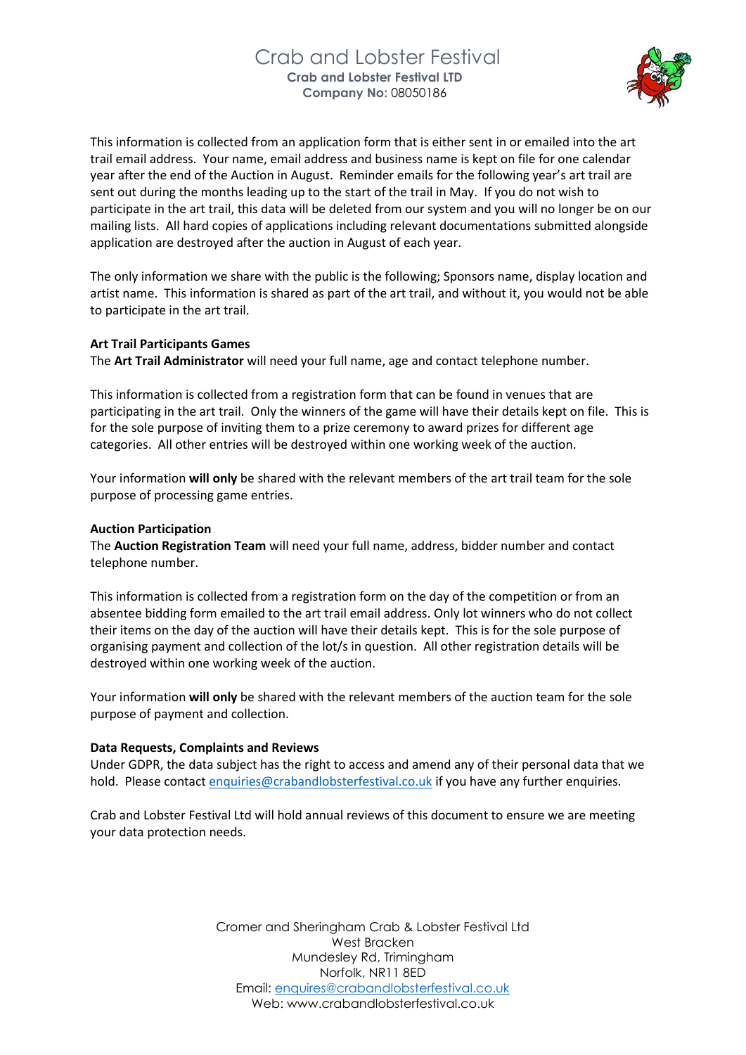This information is collected from an application form that is either sent in or emailed into the art trail email address. Your name, email address and business name is kept on file for one calendar year after the end of the Auction in August. Reminder emails for the following year's art trail are sent out during the months leading up to the start of the trail in May. If you do not wish to participate in the art trail, this data will be deleted from our system and you will no longer be on our mailing lists. All hard copies of applications including relevant documentations submitted alongside application are destroyed after the auction in August of each year.

The only information we share with the public is the following; Sponsors name, display location and artist name. This information is shared as part of the art trail, and without it, you would not be able to participate in the art trail.

**Art Trail Participants Games**

The **Art Trail Administrator** will need your full name, age and contact telephone number.

This information is collected from a registration form that can be found in venues that are participating in the art trail. Only the winners of the game will have their details kept on file. This is for the sole purpose of inviting them to a prize ceremony to award prizes for different age categories. All other entries will be destroyed within one working week of the auction.

Your information **will only** be shared with the relevant members of the art trail team for the sole purpose of processing game entries.

**Auction Participation**

The **Auction Registration Team** will need your full name, address, bidder number and contact telephone number.

This information is collected from a registration form on the day of the competition or from an absentee bidding form emailed to the art trail email address. Only lot winners who do not collect their items on the day of the auction will have their details kept. This is for the sole purpose of organising payment and collection of the lot/s in question. All other registration details will be destroyed within one working week of the auction.

Your information **will only** be shared with the relevant members of the auction team for the sole purpose of payment and collection.

**Data Requests, Complaints and Reviews**

Under GDPR, the data subject has the right to access and amend any of their personal data that we hold. Please contact enquiries@crabandlobsterfestival.co.uk if you have any further enquiries.

Crab and Lobster Festival Ltd will hold annual reviews of this document to ensure we are meeting your data protection needs.